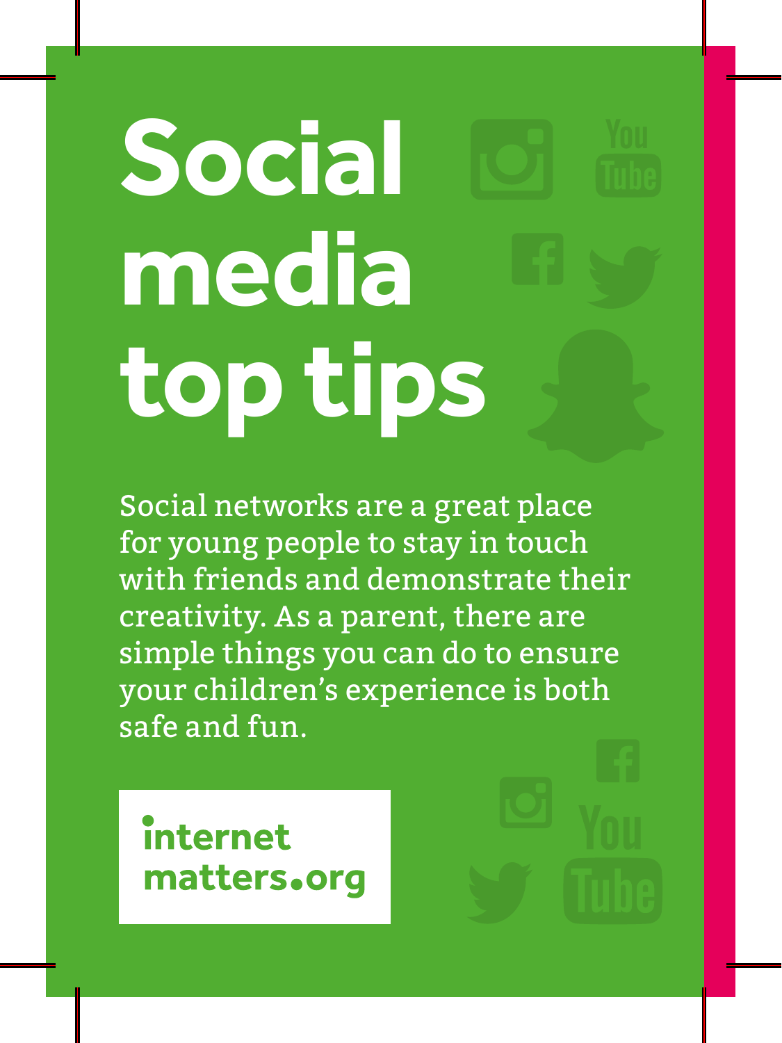# Social media top tips

Social networks are a great place for young people to stay in touch with friends and demonstrate their creativity. As a parent, there are simple things you can do to ensure your children's experience is both safe and fun.

internet matters.org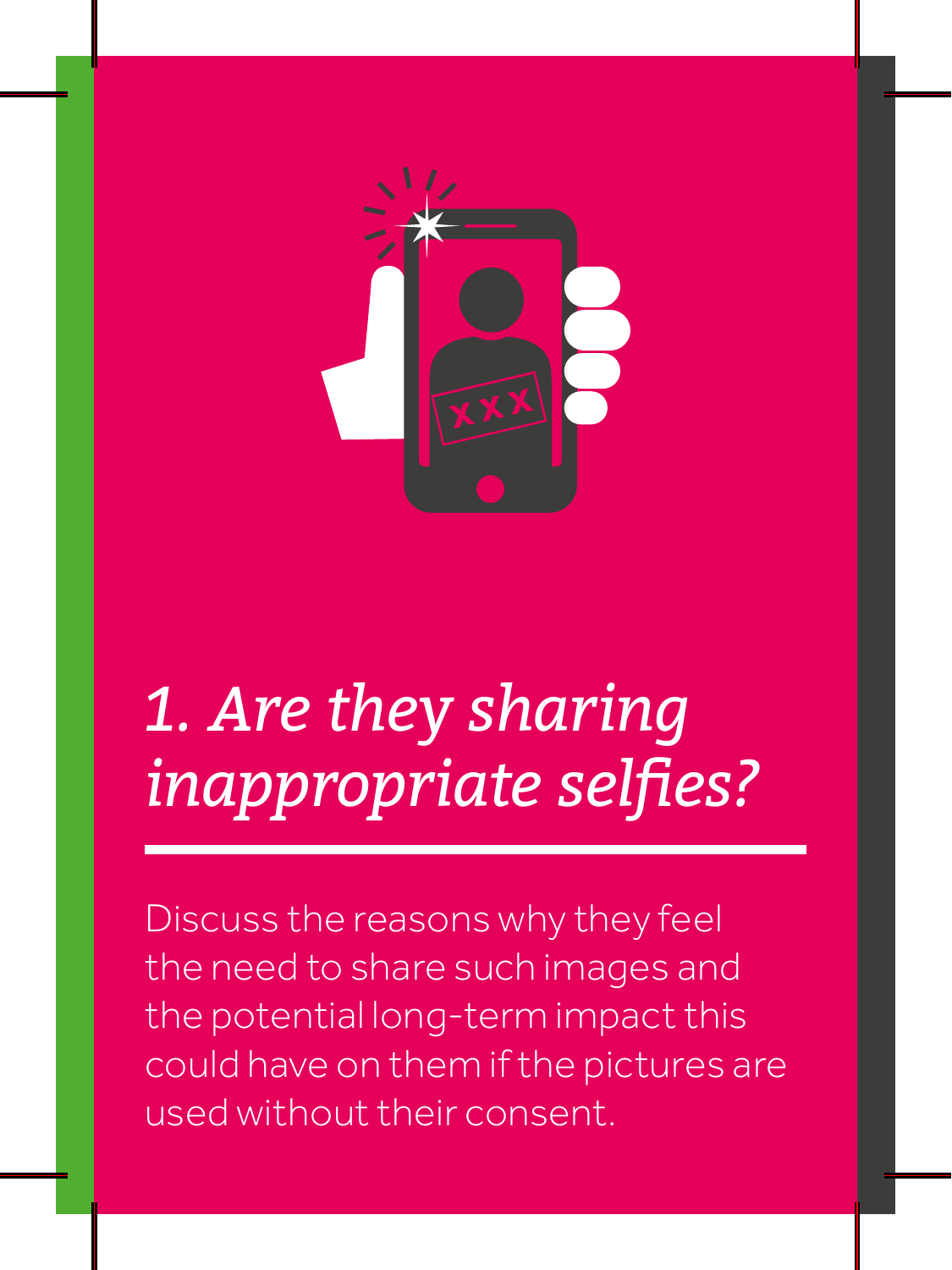## *1. Are they sharing inappropriate selfies?*

Discuss the reasons why they feel the need to share such images and the potential long-term impact this could have on them if the pictures are used without their consent.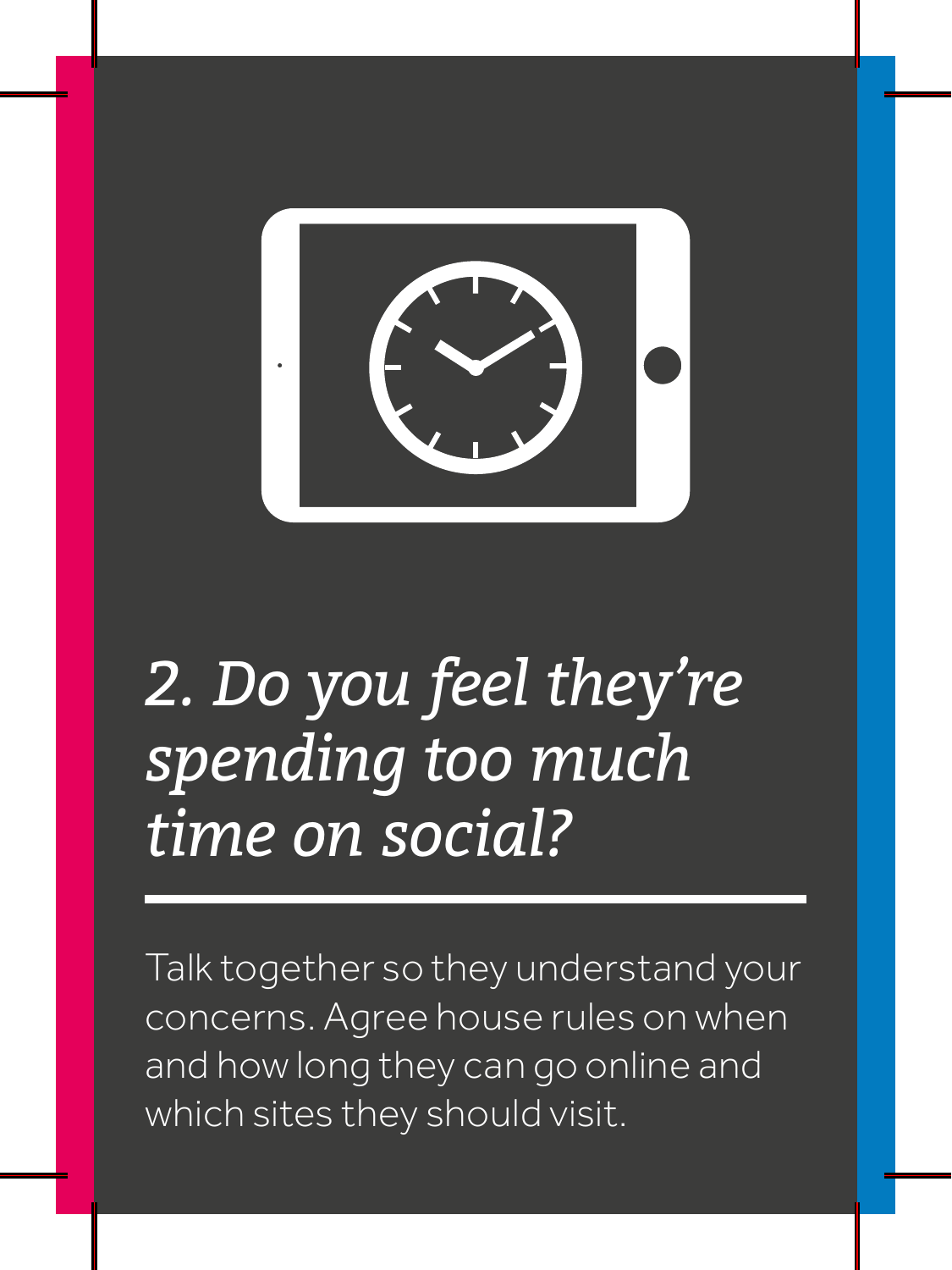## *2. Do you feel they're spending too much time on social?*

Talk together so they understand your concerns. Agree house rules on when and how long they can go online and which sites they should visit.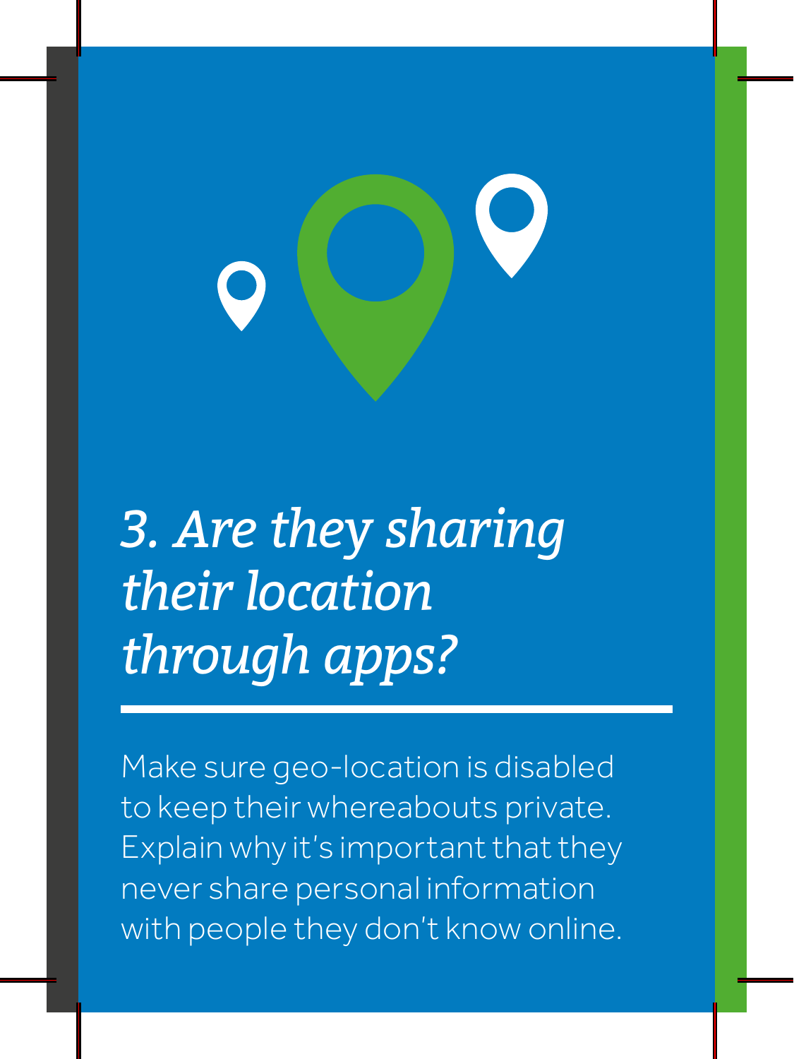## *3. Are they sharing their location through apps?*

Make sure geo-location is disabled to keep their whereabouts private. Explain why it's important that they never share personal information with people they don't know online.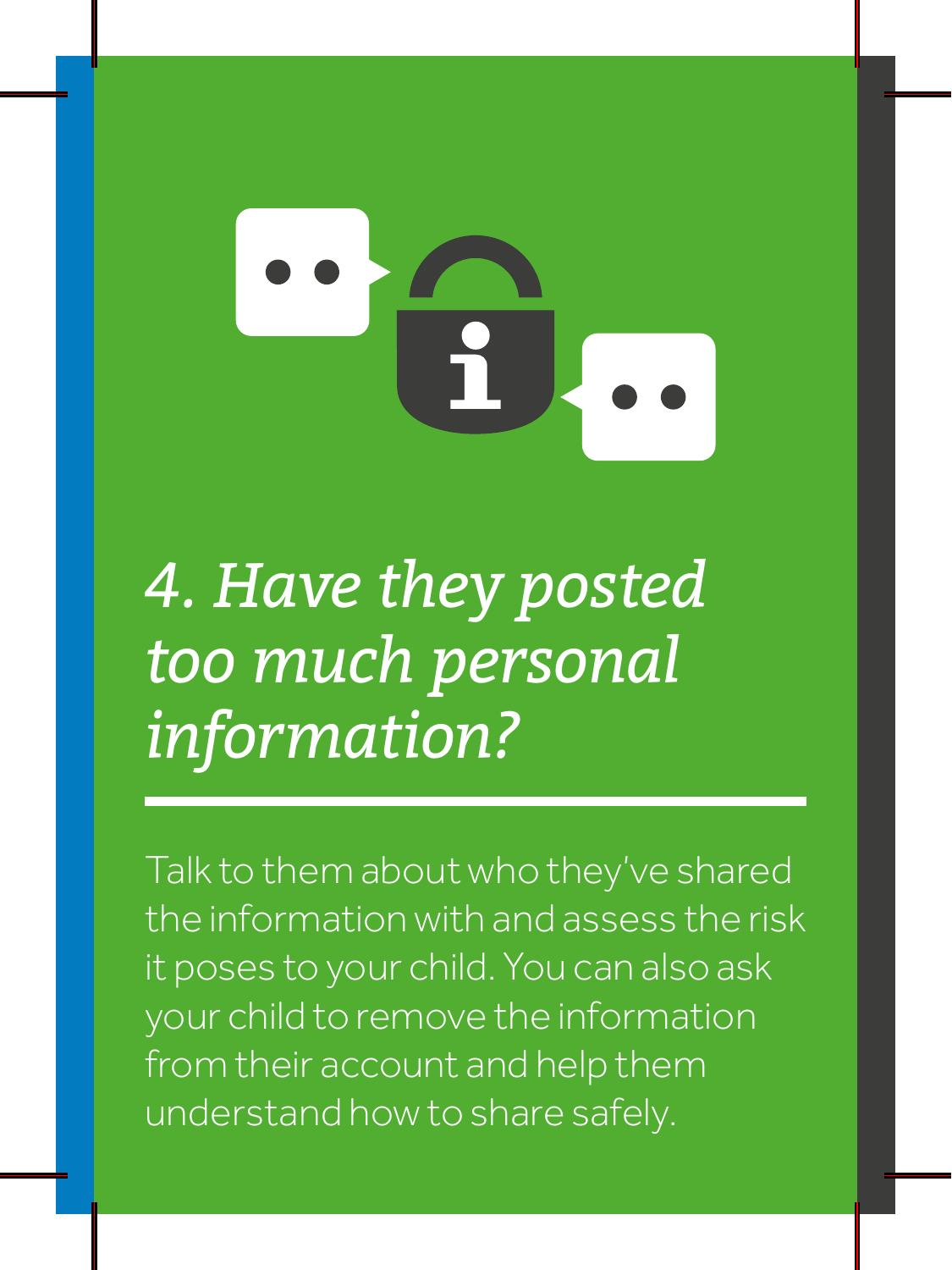## *4. Have they posted too much personal information?*

Talk to them about who they've shared the information with and assess the risk it poses to your child. You can also ask your child to remove the information from their account and help them understand how to share safely.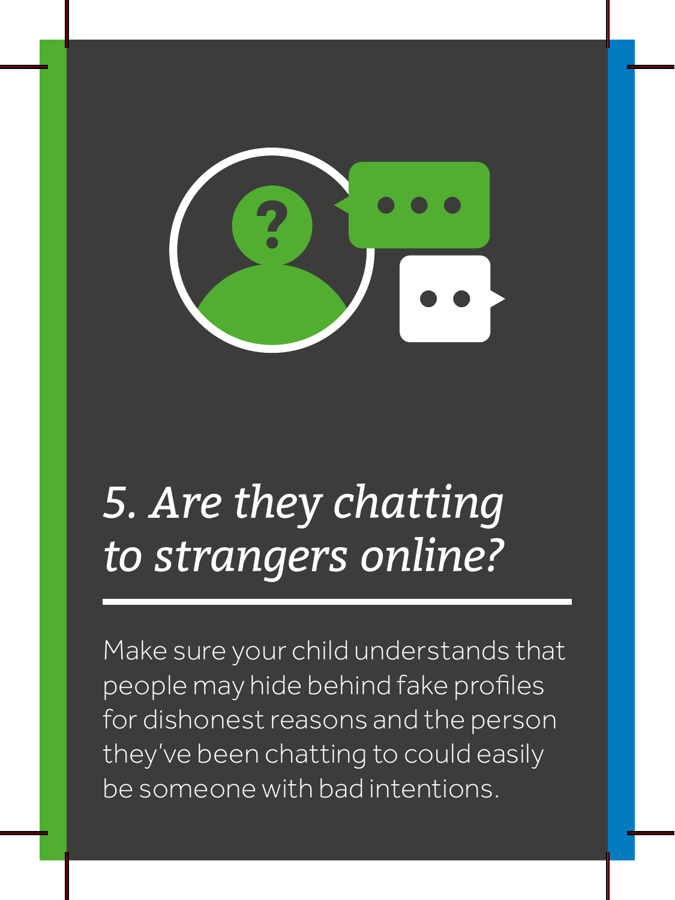## *5. Are they chatting to strangers online?*

Make sure your child understands that people may hide behind fake profiles for dishonest reasons and the person they've been chatting to could easily be someone with bad intentions.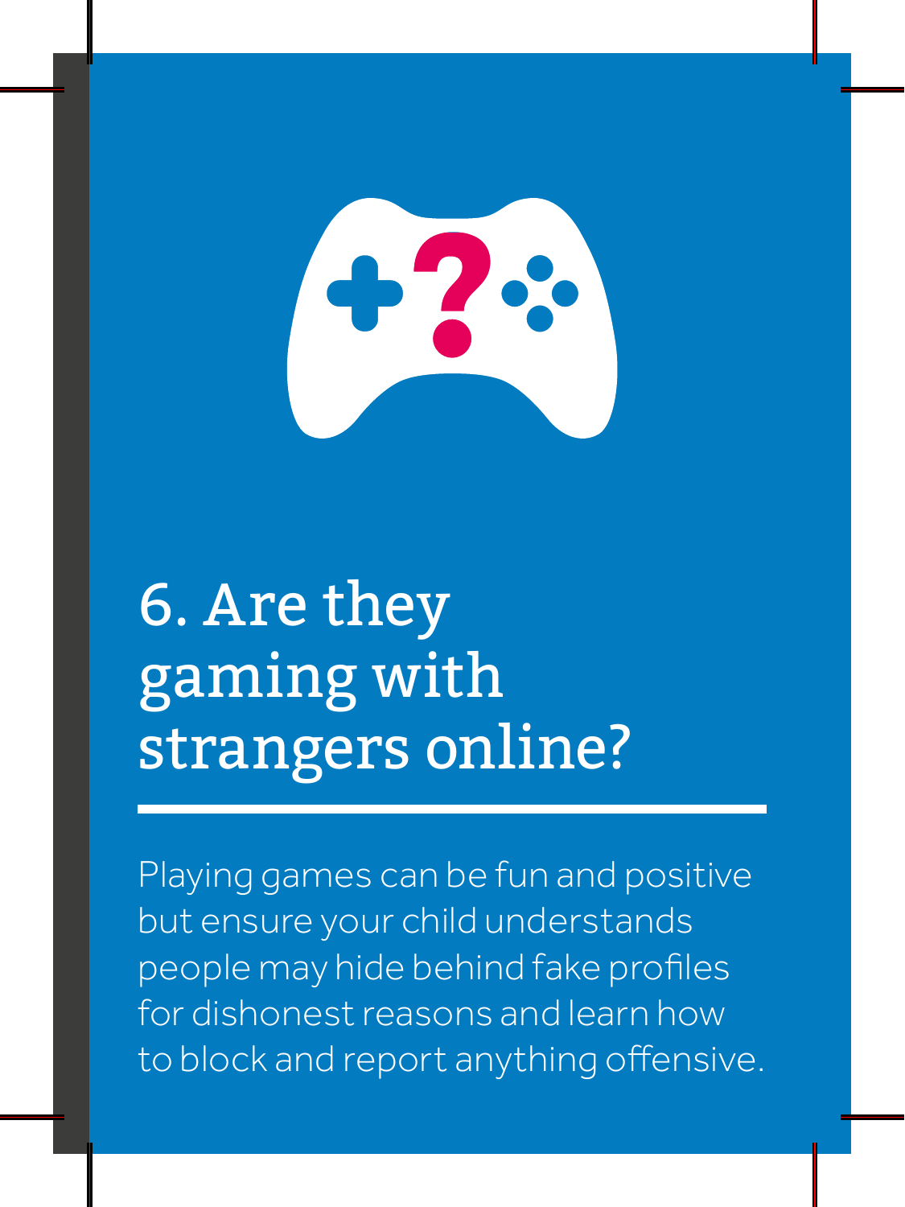# 6. Are they gaming with strangers online?

Playing games can be fun and positive but ensure your child understands people may hide behind fake profiles for dishonest reasons and learn how to block and report anything offensive.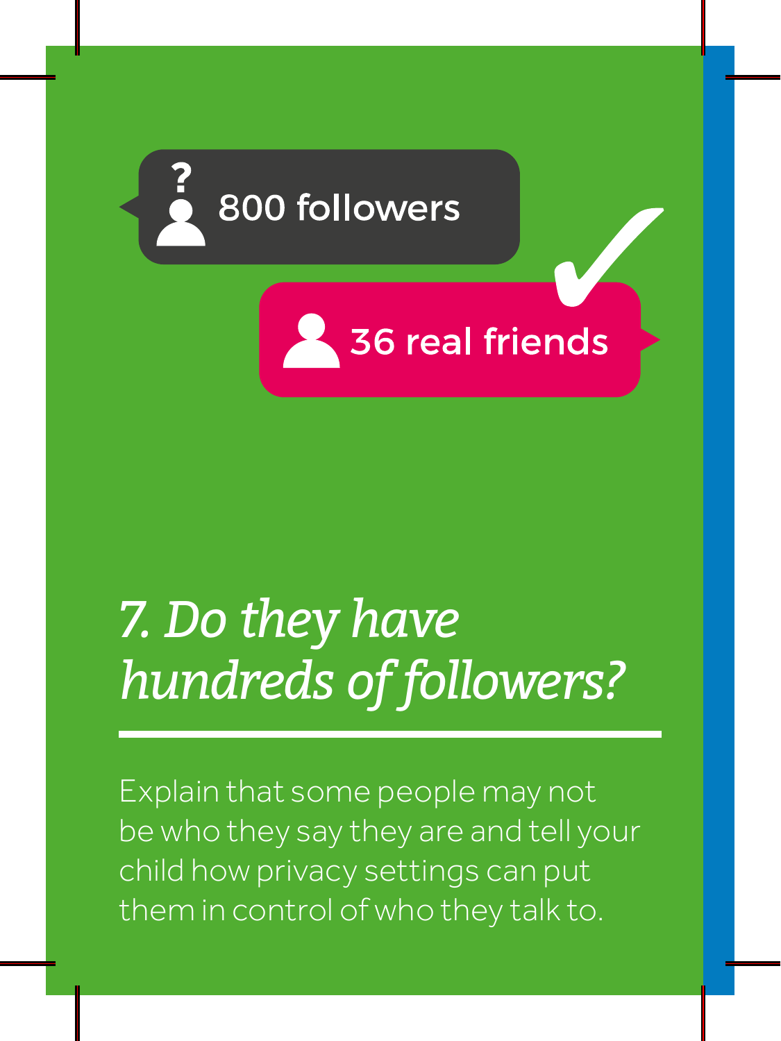800 followers

36 real friends

## *7. Do they have hundreds of followers?*

Explain that some people may not be who they say they are and tell your child how privacy settings can put them in control of who they talk to.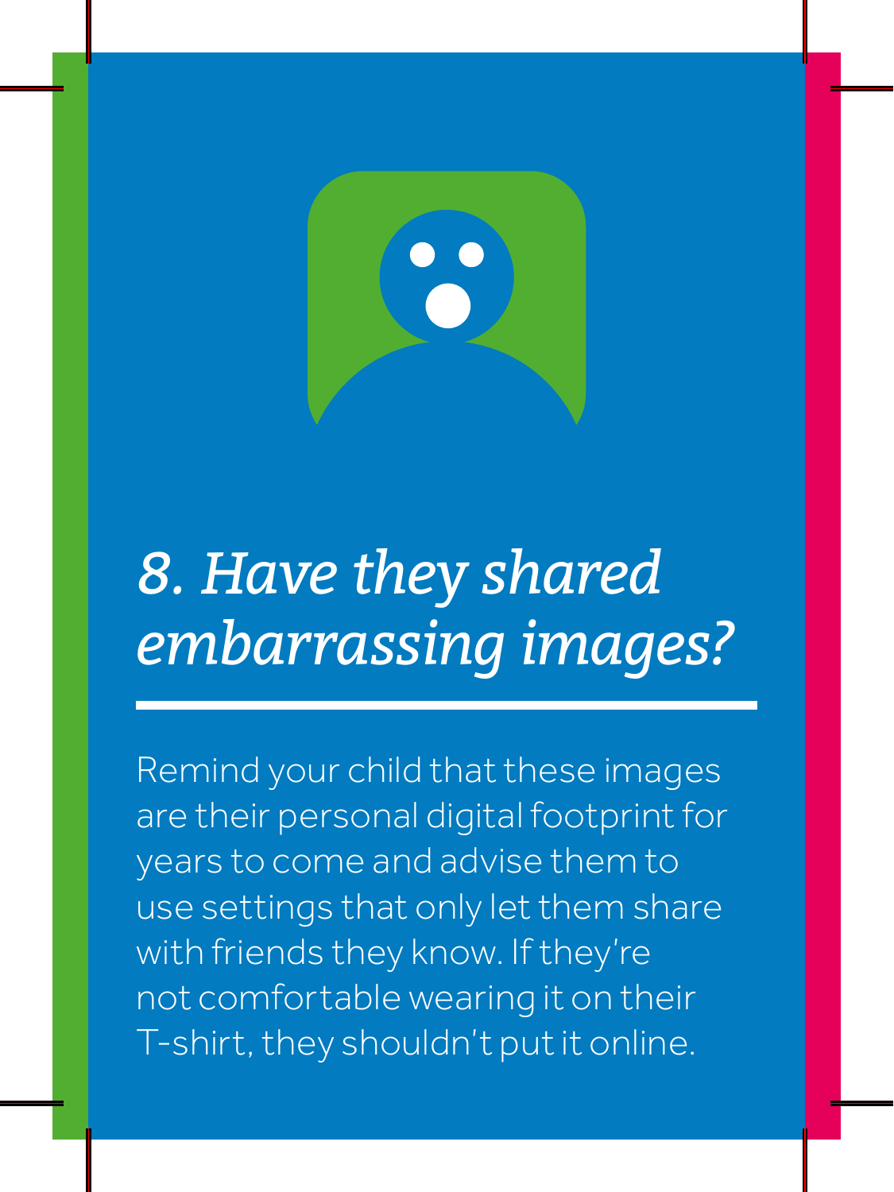# *8. Have they shared embarrassing images?*

Remind your child that these images are their personal digital footprint for years to come and advise them to use settings that only let them share with friends they know. If they're not comfortable wearing it on their T-shirt, they shouldn't put it online.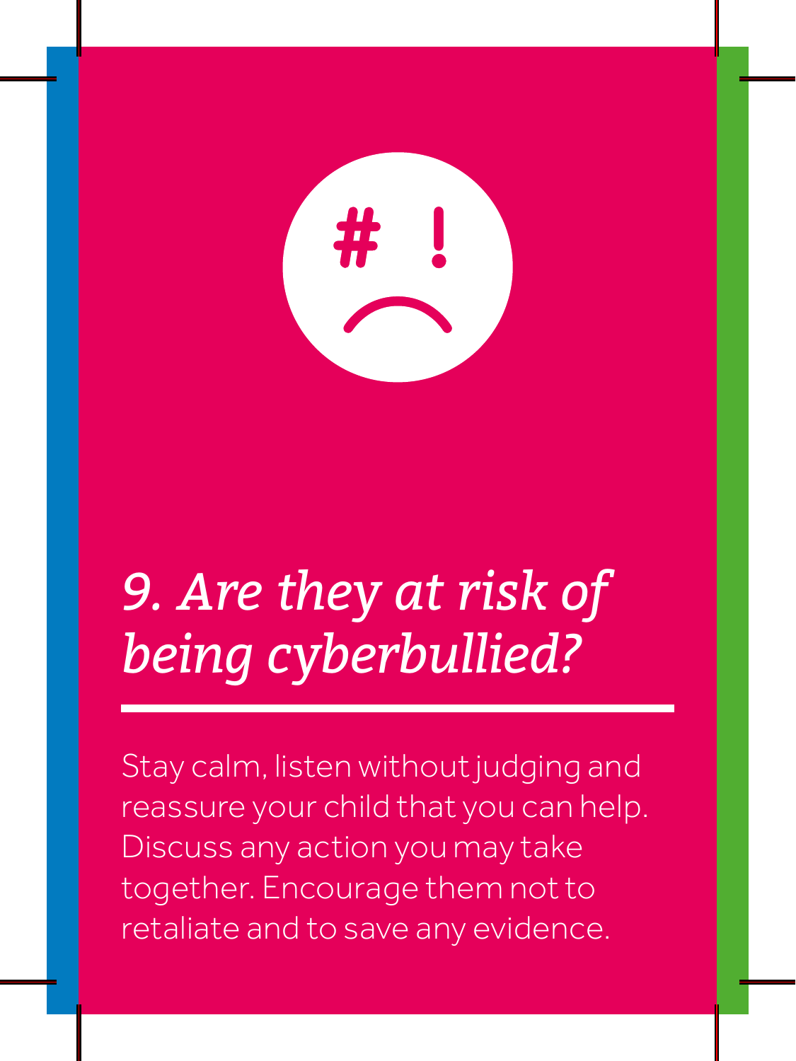# *9. Are they at risk of being cyberbullied?*

Stay calm, listen without judging and reassure your child that you can help. Discuss any action you may take together. Encourage them not to retaliate and to save any evidence.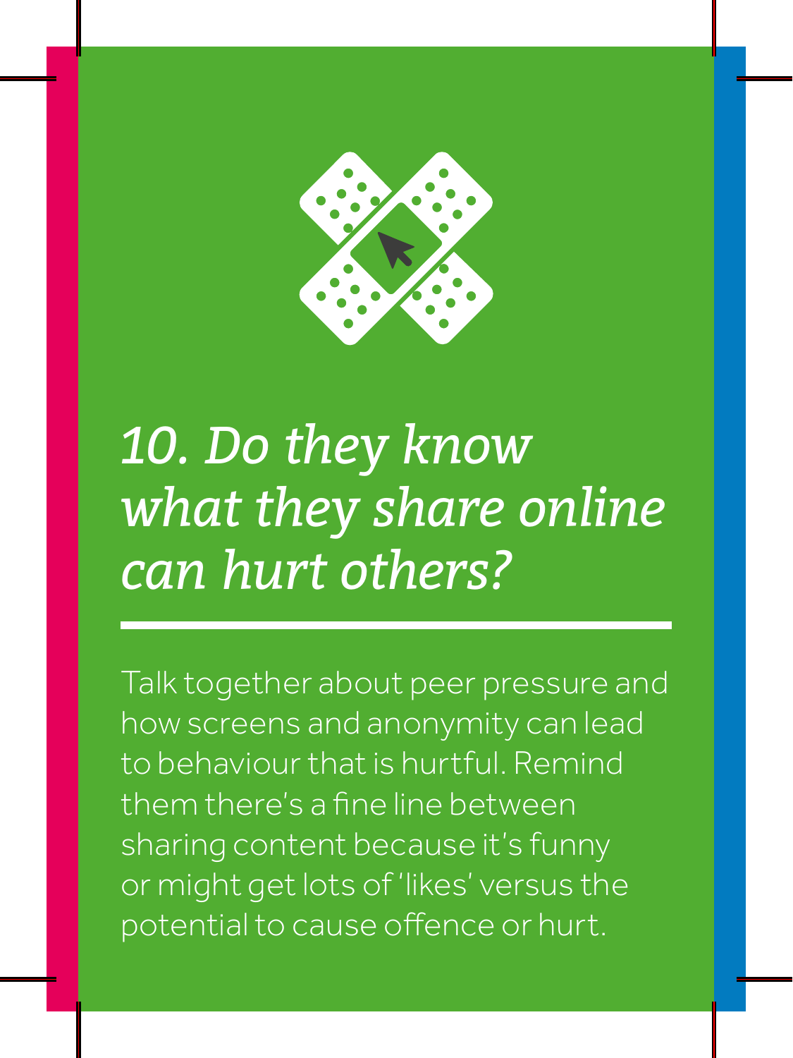# *10. Do they know what they share online can hurt others?*

Talk together about peer pressure and how screens and anonymity can lead to behaviour that is hurtful. Remind them there's a fine line between sharing content because it's funny or might get lots of 'likes' versus the potential to cause offence or hurt.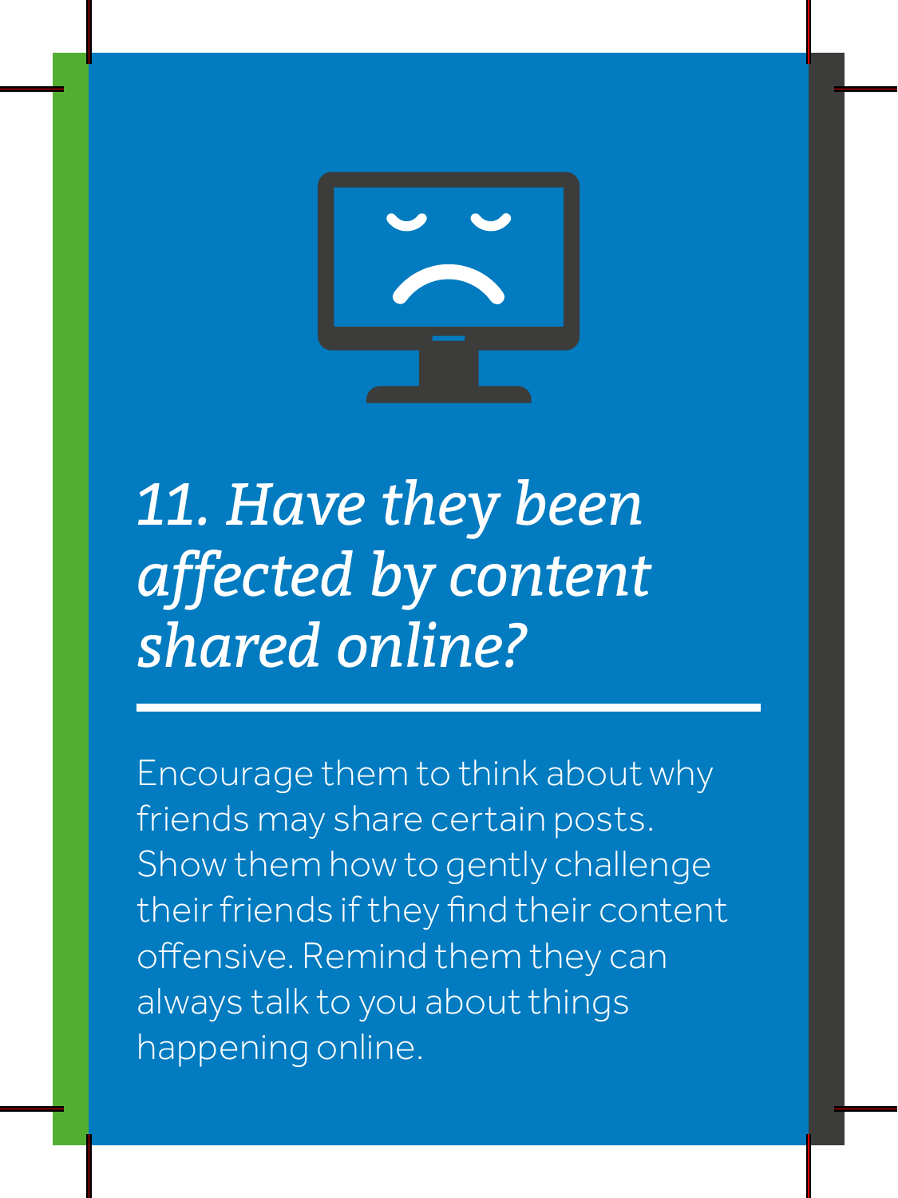# *11. Have they been affected by content shared online?*

Encourage them to think about why friends may share certain posts. Show them how to gently challenge their friends if they find their content offensive. Remind them they can always talk to you about things happening online.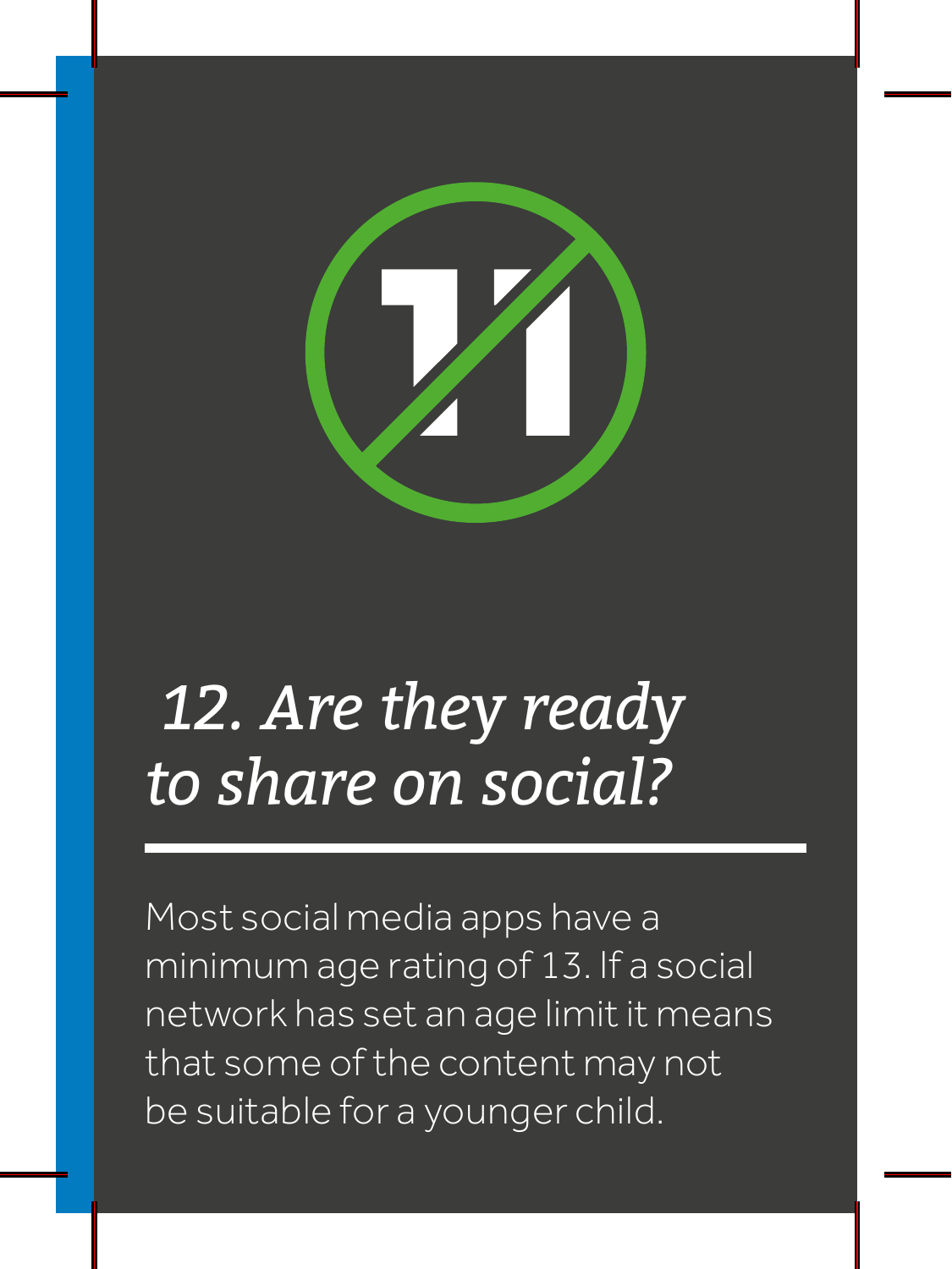## *12. Are they ready to share on social?*

Most social media apps have a minimum age rating of 13. If a social network has set an age limit it means that some of the content may not be suitable for a younger child.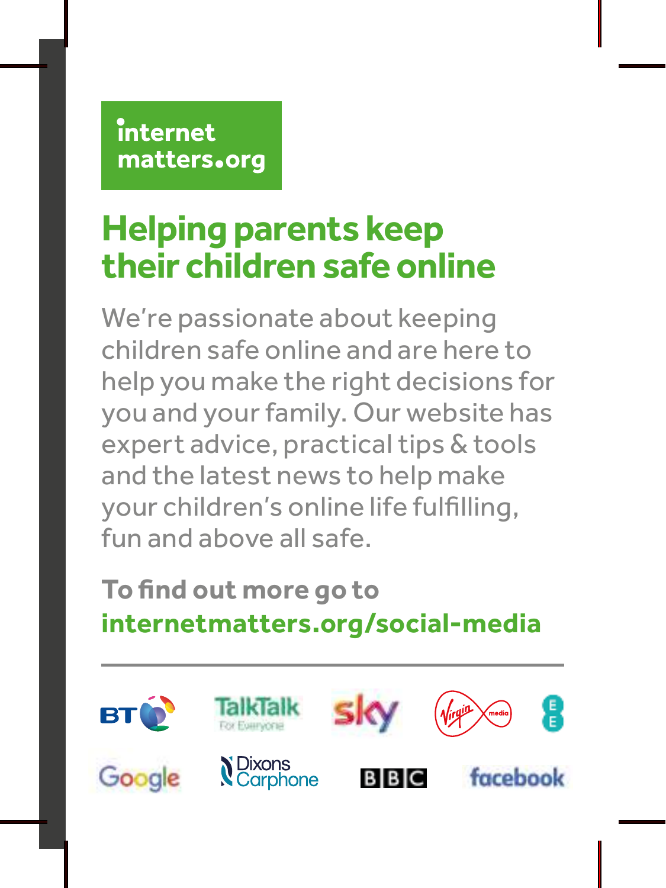internet matters.org

# Helping parents keep their children safe online

We're passionate about keeping children safe online and are here to help you make the right decisions for you and your family. Our website has expert advice, practical tips & tools and the latest news to help make your children's online life fulfilling, fun and above all safe.

**To find out more go to**
**internetmatters.org/social-media**

BT TalkTalk For Everyone sky Virgin media EE

Google Dixons Carphone BBC facebook